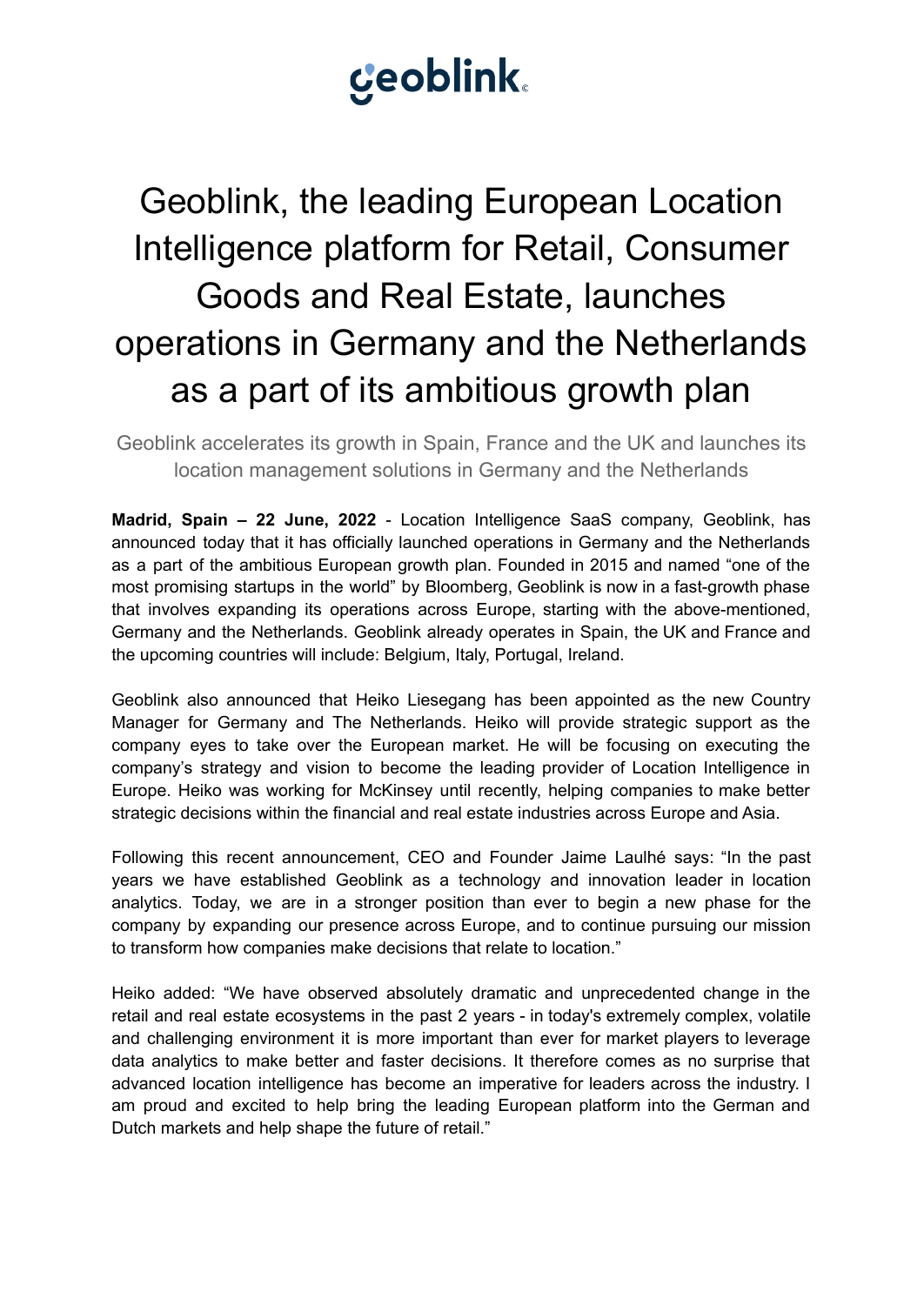geoblink

# Geoblink, the leading European Location Intelligence platform for Retail, Consumer Goods and Real Estate, launches operations in Germany and the Netherlands as a part of its ambitious growth plan

Geoblink accelerates its growth in Spain, France and the UK and launches its location management solutions in Germany and the Netherlands

**Madrid, Spain – 22 June, 2022** - Location Intelligence SaaS company, Geoblink, has announced today that it has officially launched operations in Germany and the Netherlands as a part of the ambitious European growth plan. Founded in 2015 and named "one of the most promising startups in the world" by Bloomberg, Geoblink is now in a fast-growth phase that involves expanding its operations across Europe, starting with the above-mentioned, Germany and the Netherlands. Geoblink already operates in Spain, the UK and France and the upcoming countries will include: Belgium, Italy, Portugal, Ireland.

Geoblink also announced that Heiko Liesegang has been appointed as the new Country Manager for Germany and The Netherlands. Heiko will provide strategic support as the company eyes to take over the European market. He will be focusing on executing the company's strategy and vision to become the leading provider of Location Intelligence in Europe. Heiko was working for McKinsey until recently, helping companies to make better strategic decisions within the financial and real estate industries across Europe and Asia.

Following this recent announcement, CEO and Founder Jaime Laulhé says: "In the past years we have established Geoblink as a technology and innovation leader in location analytics. Today, we are in a stronger position than ever to begin a new phase for the company by expanding our presence across Europe, and to continue pursuing our mission to transform how companies make decisions that relate to location."

Heiko added: "We have observed absolutely dramatic and unprecedented change in the retail and real estate ecosystems in the past 2 years - in today's extremely complex, volatile and challenging environment it is more important than ever for market players to leverage data analytics to make better and faster decisions. It therefore comes as no surprise that advanced location intelligence has become an imperative for leaders across the industry. I am proud and excited to help bring the leading European platform into the German and Dutch markets and help shape the future of retail."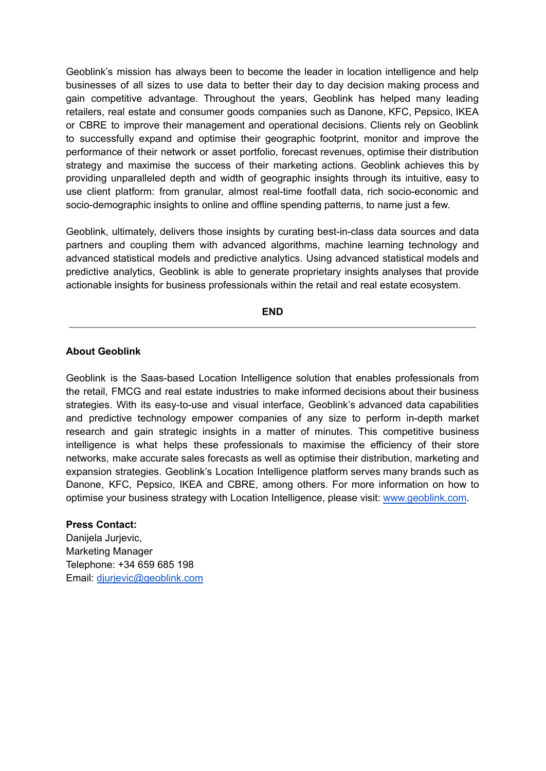Geoblink's mission has always been to become the leader in location intelligence and help businesses of all sizes to use data to better their day to day decision making process and gain competitive advantage. Throughout the years, Geoblink has helped many leading retailers, real estate and consumer goods companies such as Danone, KFC, Pepsico, IKEA or CBRE to improve their management and operational decisions. Clients rely on Geoblink to successfully expand and optimise their geographic footprint, monitor and improve the performance of their network or asset portfolio, forecast revenues, optimise their distribution strategy and maximise the success of their marketing actions. Geoblink achieves this by providing unparalleled depth and width of geographic insights through its intuitive, easy to use client platform: from granular, almost real-time footfall data, rich socio-economic and socio-demographic insights to online and offline spending patterns, to name just a few.

Geoblink, ultimately, delivers those insights by curating best-in-class data sources and data partners and coupling them with advanced algorithms, machine learning technology and advanced statistical models and predictive analytics. Using advanced statistical models and predictive analytics, Geoblink is able to generate proprietary insights analyses that provide actionable insights for business professionals within the retail and real estate ecosystem.

**END**

---

**About Geoblink**

Geoblink is the Saas-based Location Intelligence solution that enables professionals from the retail, FMCG and real estate industries to make informed decisions about their business strategies. With its easy-to-use and visual interface, Geoblink's advanced data capabilities and predictive technology empower companies of any size to perform in-depth market research and gain strategic insights in a matter of minutes. This competitive business intelligence is what helps these professionals to maximise the efficiency of their store networks, make accurate sales forecasts as well as optimise their distribution, marketing and expansion strategies. Geoblink's Location Intelligence platform serves many brands such as Danone, KFC, Pepsico, IKEA and CBRE, among others. For more information on how to optimise your business strategy with Location Intelligence, please visit: [www.geoblink.com](http://www.geoblink.com).

**Press Contact:**
Danijela Jurjevic,
Marketing Manager
Telephone: +34 659 685 198
Email: [djurjevic@geoblink.com](mailto:djurjevic@geoblink.com)